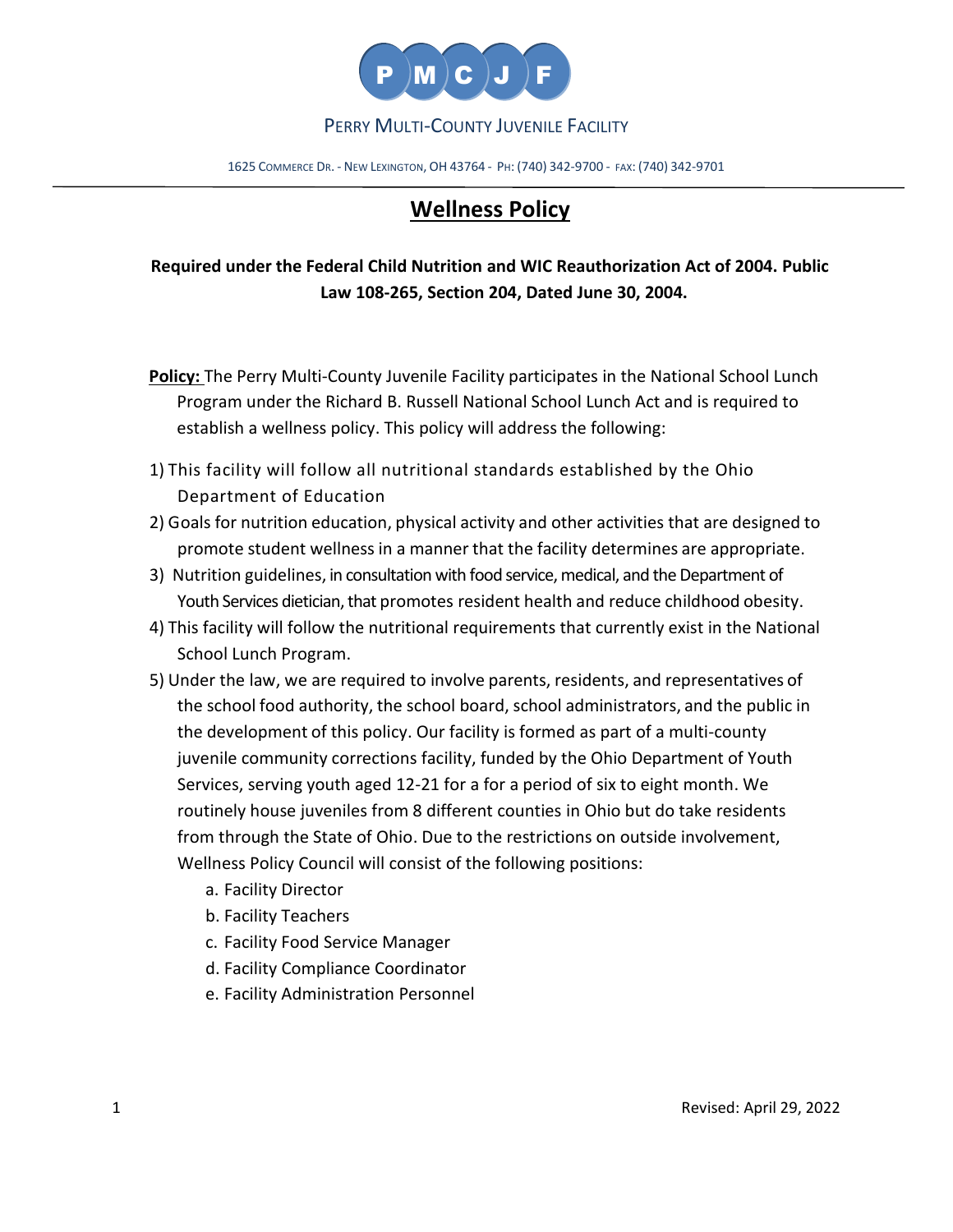PMCJF

PERRY MULTI-COUNTY JUVENILE FACILITY

1625 COMMERCE DR. - NEW LEXINGTON, OH 43764 - PH: (740) 342-9700 - FAX: (740) 342-9701

# Wellness Policy

**Required under the Federal Child Nutrition and WIC Reauthorization Act of 2004. Public Law 108-265, Section 204, Dated June 30, 2004.**

**Policy:** The Perry Multi-County Juvenile Facility participates in the National School Lunch Program under the Richard B. Russell National School Lunch Act and is required to establish a wellness policy. This policy will address the following:

1) This facility will follow all nutritional standards established by the Ohio Department of Education
2) Goals for nutrition education, physical activity and other activities that are designed to promote student wellness in a manner that the facility determines are appropriate.
3) Nutrition guidelines, in consultation with food service, medical, and the Department of Youth Services dietician, that promotes resident health and reduce childhood obesity.
4) This facility will follow the nutritional requirements that currently exist in the National School Lunch Program.
5) Under the law, we are required to involve parents, residents, and representatives of the school food authority, the school board, school administrators, and the public in the development of this policy. Our facility is formed as part of a multi-county juvenile community corrections facility, funded by the Ohio Department of Youth Services, serving youth aged 12-21 for a for a period of six to eight month. We routinely house juveniles from 8 different counties in Ohio but do take residents from through the State of Ohio. Due to the restrictions on outside involvement, Wellness Policy Council will consist of the following positions:
    a. Facility Director
    b. Facility Teachers
    c. Facility Food Service Manager
    d. Facility Compliance Coordinator
    e. Facility Administration Personnel

Revised: April 29, 2022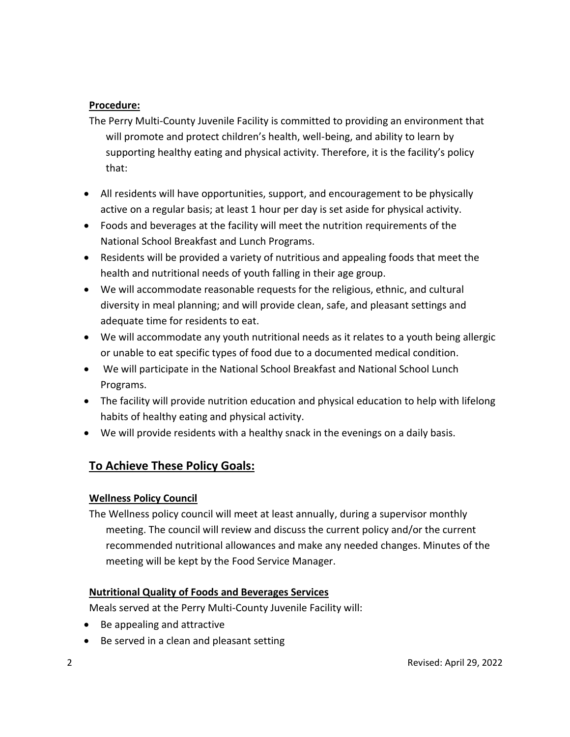**Procedure:**

The Perry Multi-County Juvenile Facility is committed to providing an environment that will promote and protect children's health, well-being, and ability to learn by supporting healthy eating and physical activity. Therefore, it is the facility's policy that:

- All residents will have opportunities, support, and encouragement to be physically active on a regular basis; at least 1 hour per day is set aside for physical activity.
- Foods and beverages at the facility will meet the nutrition requirements of the National School Breakfast and Lunch Programs.
- Residents will be provided a variety of nutritious and appealing foods that meet the health and nutritional needs of youth falling in their age group.
- We will accommodate reasonable requests for the religious, ethnic, and cultural diversity in meal planning; and will provide clean, safe, and pleasant settings and adequate time for residents to eat.
- We will accommodate any youth nutritional needs as it relates to a youth being allergic or unable to eat specific types of food due to a documented medical condition.
- We will participate in the National School Breakfast and National School Lunch Programs.
- The facility will provide nutrition education and physical education to help with lifelong habits of healthy eating and physical activity.
- We will provide residents with a healthy snack in the evenings on a daily basis.

## To Achieve These Policy Goals:

**Wellness Policy Council**

The Wellness policy council will meet at least annually, during a supervisor monthly meeting. The council will review and discuss the current policy and/or the current recommended nutritional allowances and make any needed changes. Minutes of the meeting will be kept by the Food Service Manager.

**Nutritional Quality of Foods and Beverages Services**

Meals served at the Perry Multi-County Juvenile Facility will:

- Be appealing and attractive
- Be served in a clean and pleasant setting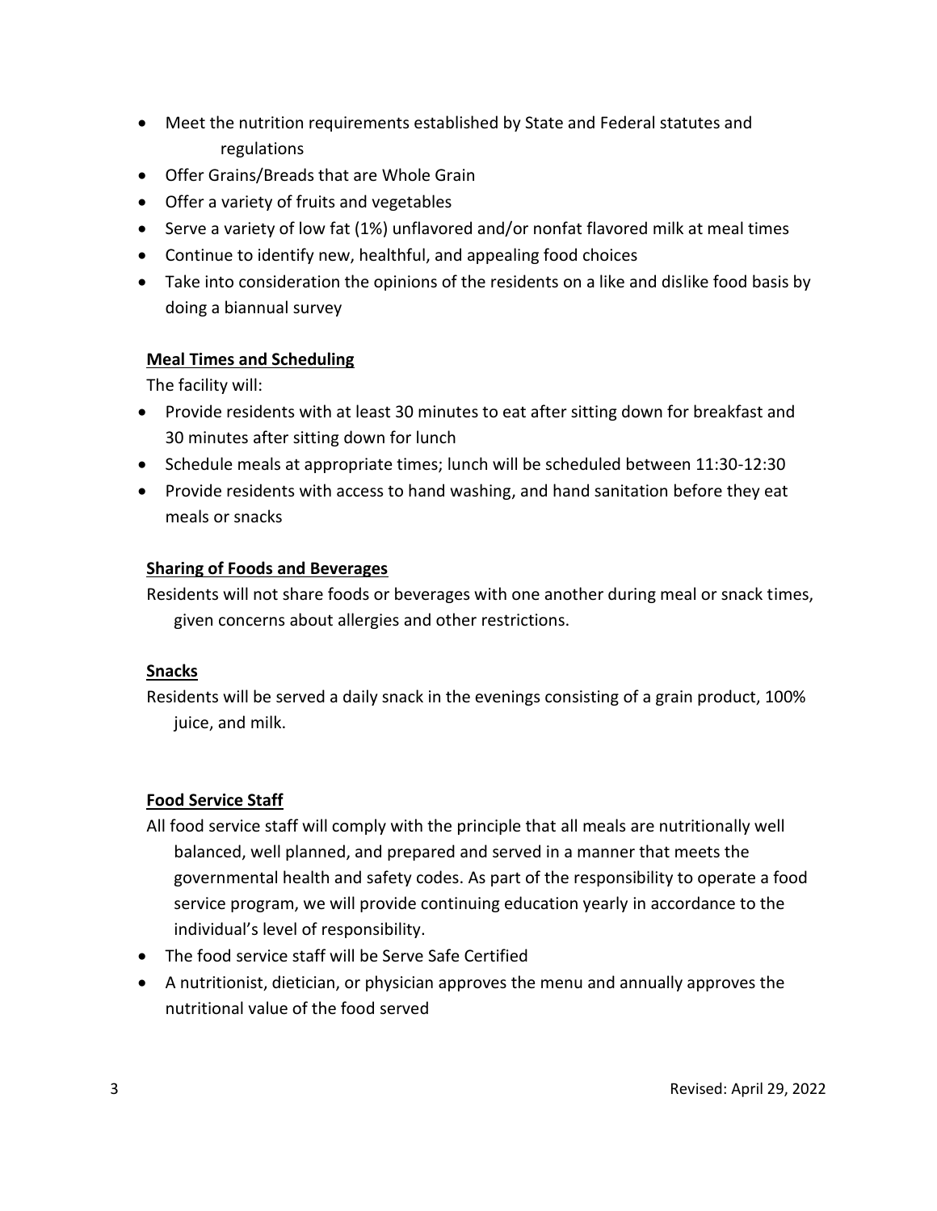- Meet the nutrition requirements established by State and Federal statutes and regulations
- Offer Grains/Breads that are Whole Grain
- Offer a variety of fruits and vegetables
- Serve a variety of low fat (1%) unflavored and/or nonfat flavored milk at meal times
- Continue to identify new, healthful, and appealing food choices
- Take into consideration the opinions of the residents on a like and dislike food basis by doing a biannual survey

**Meal Times and Scheduling**

The facility will:

- Provide residents with at least 30 minutes to eat after sitting down for breakfast and 30 minutes after sitting down for lunch
- Schedule meals at appropriate times; lunch will be scheduled between 11:30-12:30
- Provide residents with access to hand washing, and hand sanitation before they eat meals or snacks

**Sharing of Foods and Beverages**

Residents will not share foods or beverages with one another during meal or snack times, given concerns about allergies and other restrictions.

**Snacks**

Residents will be served a daily snack in the evenings consisting of a grain product, 100% juice, and milk.

**Food Service Staff**

All food service staff will comply with the principle that all meals are nutritionally well balanced, well planned, and prepared and served in a manner that meets the governmental health and safety codes. As part of the responsibility to operate a food service program, we will provide continuing education yearly in accordance to the individual's level of responsibility.

- The food service staff will be Serve Safe Certified
- A nutritionist, dietician, or physician approves the menu and annually approves the nutritional value of the food served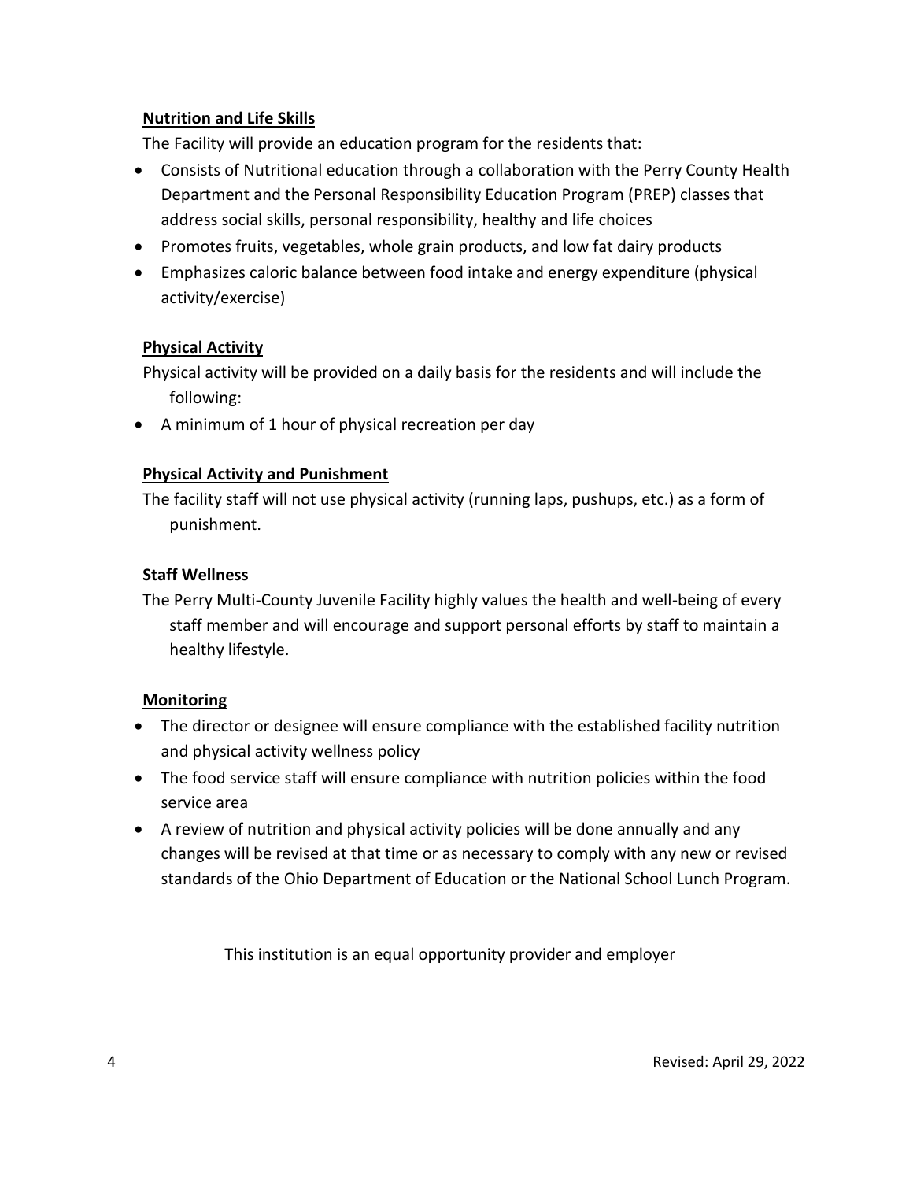**Nutrition and Life Skills**

The Facility will provide an education program for the residents that:

- Consists of Nutritional education through a collaboration with the Perry County Health Department and the Personal Responsibility Education Program (PREP) classes that address social skills, personal responsibility, healthy and life choices
- Promotes fruits, vegetables, whole grain products, and low fat dairy products
- Emphasizes caloric balance between food intake and energy expenditure (physical activity/exercise)

**Physical Activity**

Physical activity will be provided on a daily basis for the residents and will include the following:

- A minimum of 1 hour of physical recreation per day

**Physical Activity and Punishment**

The facility staff will not use physical activity (running laps, pushups, etc.) as a form of punishment.

**Staff Wellness**

The Perry Multi-County Juvenile Facility highly values the health and well-being of every staff member and will encourage and support personal efforts by staff to maintain a healthy lifestyle.

**Monitoring**

- The director or designee will ensure compliance with the established facility nutrition and physical activity wellness policy
- The food service staff will ensure compliance with nutrition policies within the food service area
- A review of nutrition and physical activity policies will be done annually and any changes will be revised at that time or as necessary to comply with any new or revised standards of the Ohio Department of Education or the National School Lunch Program.

This institution is an equal opportunity provider and employer

Revised: April 29, 2022